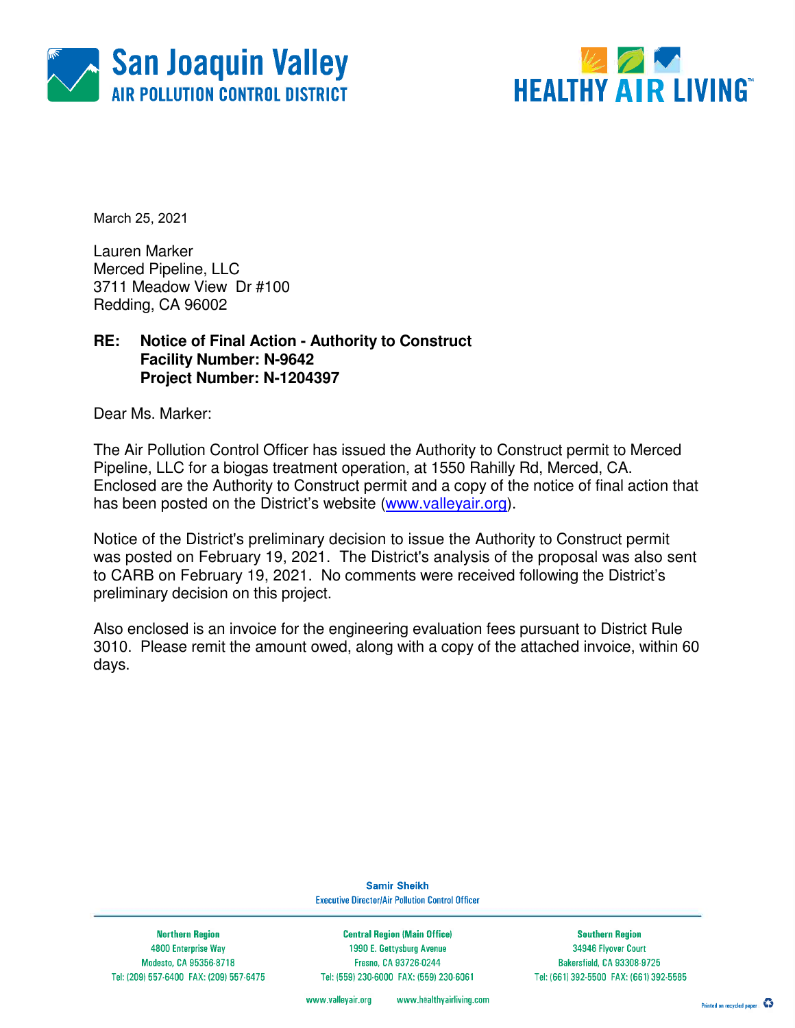San Joaquin Valley
AIR POLLUTION CONTROL DISTRICT

HEALTHY AIR LIVING™

March 25, 2021

Lauren Marker
Merced Pipeline, LLC
3711 Meadow View Dr #100
Redding, CA 96002

**RE: Notice of Final Action - Authority to Construct**
**Facility Number: N-9642**
**Project Number: N-1204397**

Dear Ms. Marker:

The Air Pollution Control Officer has issued the Authority to Construct permit to Merced Pipeline, LLC for a biogas treatment operation, at 1550 Rahilly Rd, Merced, CA. Enclosed are the Authority to Construct permit and a copy of the notice of final action that has been posted on the District's website (www.valleyair.org).

Notice of the District's preliminary decision to issue the Authority to Construct permit was posted on February 19, 2021. The District's analysis of the proposal was also sent to CARB on February 19, 2021. No comments were received following the District's preliminary decision on this project.

Also enclosed is an invoice for the engineering evaluation fees pursuant to District Rule 3010. Please remit the amount owed, along with a copy of the attached invoice, within 60 days.

Samir Sheikh
Executive Director/Air Pollution Control Officer

| Northern Region | Central Region (Main Office) | Southern Region |
|---|---|---|
| 4800 Enterprise Way | 1990 E. Gettysburg Avenue | 34946 Flyover Court |
| Modesto, CA 95356-8718 | Fresno, CA 93726-0244 | Bakersfield, CA 93308-9725 |
| Tel: (209) 557-6400 FAX: (209) 557-6475 | Tel: (559) 230-6000 FAX: (559) 230-6061 | Tel: (661) 392-5500 FAX: (661) 392-5585 |

www.valleyair.org www.healthyairliving.com

Printed on recycled paper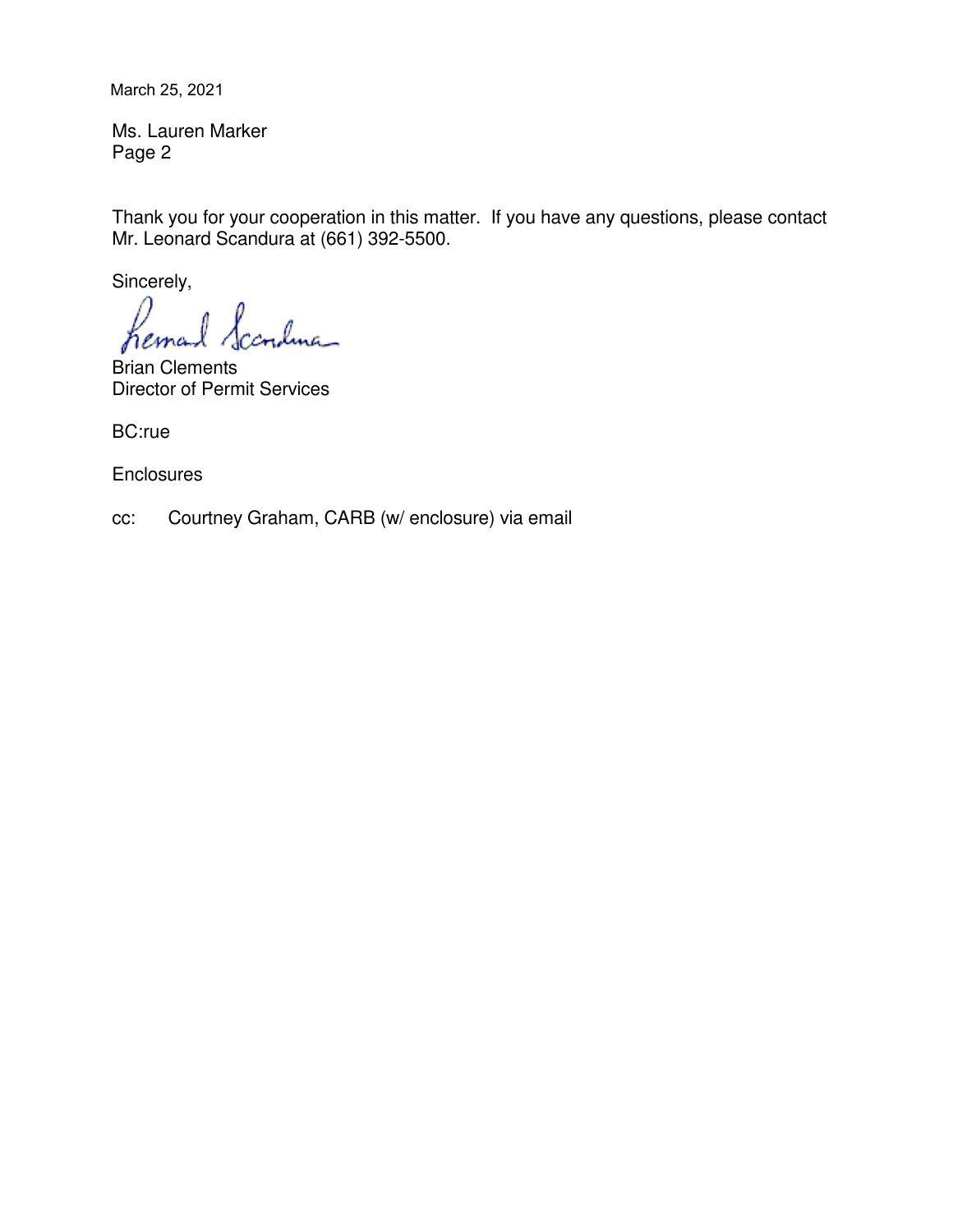March 25, 2021

Ms. Lauren Marker

Thank you for your cooperation in this matter. If you have any questions, please contact Mr. Leonard Scandura at (661) 392-5500.

Sincerely,

Leonard Scandura

Brian Clements
Director of Permit Services

BC:rue

Enclosures

cc: Courtney Graham, CARB (w/ enclosure) via email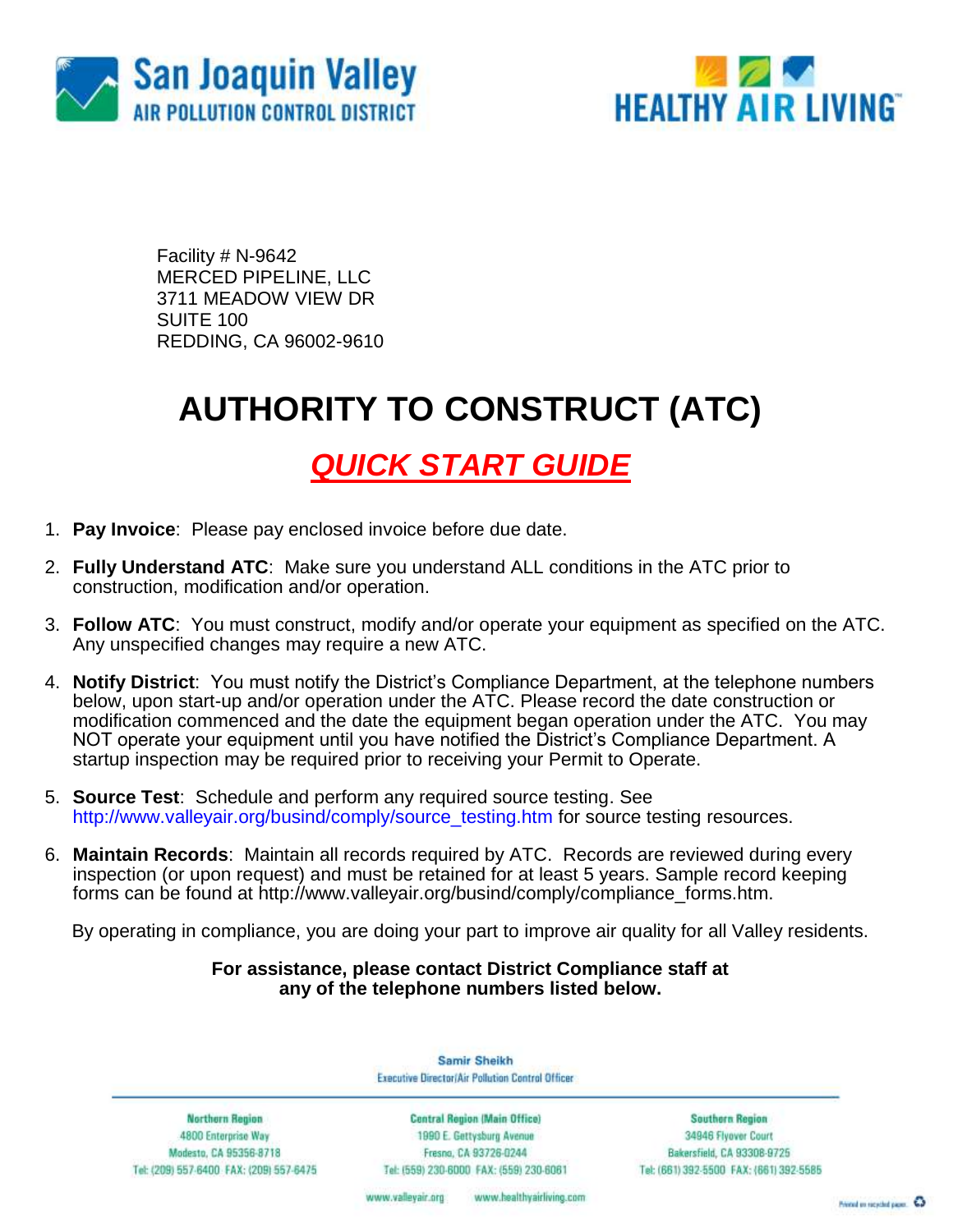San Joaquin Valley
AIR POLLUTION CONTROL DISTRICT

HEALTHY AIR LIVING™

Facility # N-9642
MERCED PIPELINE, LLC
3711 MEADOW VIEW DR
SUITE 100
REDDING, CA 96002-9610

# AUTHORITY TO CONSTRUCT (ATC)

## *QUICK START GUIDE*

1. **Pay Invoice**: Please pay enclosed invoice before due date.

2. **Fully Understand ATC**: Make sure you understand ALL conditions in the ATC prior to construction, modification and/or operation.

3. **Follow ATC**: You must construct, modify and/or operate your equipment as specified on the ATC. Any unspecified changes may require a new ATC.

4. **Notify District**: You must notify the District's Compliance Department, at the telephone numbers below, upon start-up and/or operation under the ATC. Please record the date construction or modification commenced and the date the equipment began operation under the ATC. You may NOT operate your equipment until you have notified the District's Compliance Department. A startup inspection may be required prior to receiving your Permit to Operate.

5. **Source Test**: Schedule and perform any required source testing. See http://www.valleyair.org/busind/comply/source_testing.htm for source testing resources.

6. **Maintain Records**: Maintain all records required by ATC. Records are reviewed during every inspection (or upon request) and must be retained for at least 5 years. Sample record keeping forms can be found at http://www.valleyair.org/busind/comply/compliance_forms.htm.

By operating in compliance, you are doing your part to improve air quality for all Valley residents.

**For assistance, please contact District Compliance staff at any of the telephone numbers listed below.**

Samir Sheikh
Executive Director/Air Pollution Control Officer

| Northern Region | Central Region (Main Office) | Southern Region |
|---|---|---|
| 4800 Enterprise Way | 1990 E. Gettysburg Avenue | 34946 Flyover Court |
| Modesto, CA 95356-8718 | Fresno, CA 93726-0244 | Bakersfield, CA 93308-9725 |
| Tel: (209) 557-6400 FAX: (209) 557-6475 | Tel: (559) 230-6000 FAX: (559) 230-6061 | Tel: (661) 392-5500 FAX: (661) 392-5585 |

www.valleyair.org www.healthyairliving.com

Printed on recycled paper.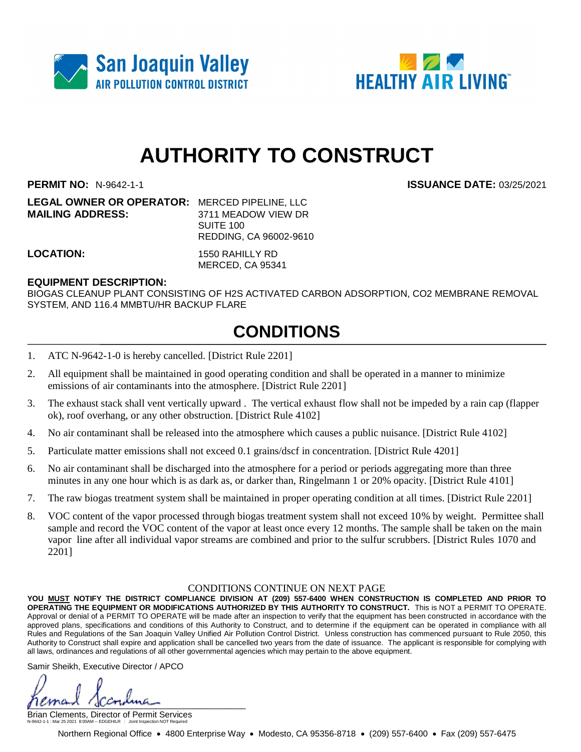San Joaquin Valley AIR POLLUTION CONTROL DISTRICT

HEALTHY AIR LIVING™

# AUTHORITY TO CONSTRUCT

**PERMIT NO:** N-9642-1-1 **ISSUANCE DATE:** 03/25/2021

**LEGAL OWNER OR OPERATOR:** MERCED PIPELINE, LLC
**MAILING ADDRESS:** 3711 MEADOW VIEW DR
SUITE 100
REDDING, CA 96002-9610

**LOCATION:** 1550 RAHILLY RD
MERCED, CA 95341

**EQUIPMENT DESCRIPTION:**
BIOGAS CLEANUP PLANT CONSISTING OF H2S ACTIVATED CARBON ADSORPTION, CO2 MEMBRANE REMOVAL SYSTEM, AND 116.4 MMBTU/HR BACKUP FLARE

## CONDITIONS

1. ATC N-9642-1-0 is hereby cancelled. [District Rule 2201]
2. All equipment shall be maintained in good operating condition and shall be operated in a manner to minimize emissions of air contaminants into the atmosphere. [District Rule 2201]
3. The exhaust stack shall vent vertically upward . The vertical exhaust flow shall not be impeded by a rain cap (flapper ok), roof overhang, or any other obstruction. [District Rule 4102]
4. No air contaminant shall be released into the atmosphere which causes a public nuisance. [District Rule 4102]
5. Particulate matter emissions shall not exceed 0.1 grains/dscf in concentration. [District Rule 4201]
6. No air contaminant shall be discharged into the atmosphere for a period or periods aggregating more than three minutes in any one hour which is as dark as, or darker than, Ringelmann 1 or 20% opacity. [District Rule 4101]
7. The raw biogas treatment system shall be maintained in proper operating condition at all times. [District Rule 2201]
8. VOC content of the vapor processed through biogas treatment system shall not exceed 10% by weight. Permittee shall sample and record the VOC content of the vapor at least once every 12 months. The sample shall be taken on the main vapor line after all individual vapor streams are combined and prior to the sulfur scrubbers. [District Rules 1070 and 2201]

CONDITIONS CONTINUE ON NEXT PAGE

**YOU MUST NOTIFY THE DISTRICT COMPLIANCE DIVISION AT (209) 557-6400 WHEN CONSTRUCTION IS COMPLETED AND PRIOR TO OPERATING THE EQUIPMENT OR MODIFICATIONS AUTHORIZED BY THIS AUTHORITY TO CONSTRUCT.** This is NOT a PERMIT TO OPERATE. Approval or denial of a PERMIT TO OPERATE will be made after an inspection to verify that the equipment has been constructed in accordance with the approved plans, specifications and conditions of this Authority to Construct, and to determine if the equipment can be operated in compliance with all Rules and Regulations of the San Joaquin Valley Unified Air Pollution Control District. Unless construction has commenced pursuant to Rule 2050, this Authority to Construct shall expire and application shall be cancelled two years from the date of issuance. The applicant is responsible for complying with all laws, ordinances and regulations of all other governmental agencies which may pertain to the above equipment.

Samir Sheikh, Executive Director / APCO

Brian Clements, Director of Permit Services

N-9642-1-1 : Mar 25 2021 8:00AM -- EDGEHILR : Joint Inspection NOT Required

Northern Regional Office • 4800 Enterprise Way • Modesto, CA 95356-8718 • (209) 557-6400 • Fax (209) 557-6475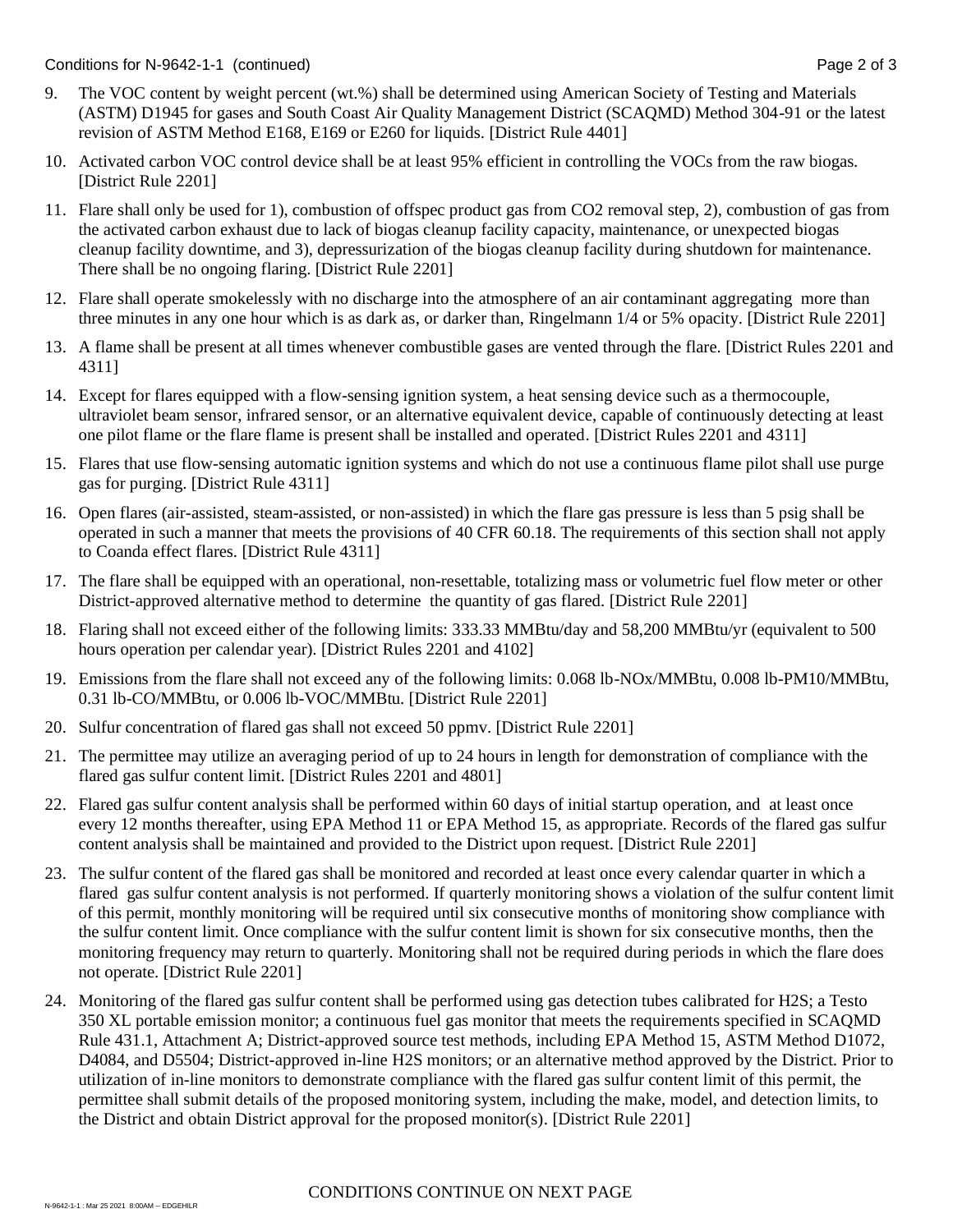Conditions for N-9642-1-1 (continued)

9. The VOC content by weight percent (wt.%) shall be determined using American Society of Testing and Materials (ASTM) D1945 for gases and South Coast Air Quality Management District (SCAQMD) Method 304-91 or the latest revision of ASTM Method E168, E169 or E260 for liquids. [District Rule 4401]

10. Activated carbon VOC control device shall be at least 95% efficient in controlling the VOCs from the raw biogas. [District Rule 2201]

11. Flare shall only be used for 1), combustion of offspec product gas from $CO_2$ removal step, 2), combustion of gas from the activated carbon exhaust due to lack of biogas cleanup facility capacity, maintenance, or unexpected biogas cleanup facility downtime, and 3), depressurization of the biogas cleanup facility during shutdown for maintenance. There shall be no ongoing flaring. [District Rule 2201]

12. Flare shall operate smokelessly with no discharge into the atmosphere of an air contaminant aggregating more than three minutes in any one hour which is as dark as, or darker than, Ringelmann 1/4 or 5% opacity. [District Rule 2201]

13. A flame shall be present at all times whenever combustible gases are vented through the flare. [District Rules 2201 and 4311]

14. Except for flares equipped with a flow-sensing ignition system, a heat sensing device such as a thermocouple, ultraviolet beam sensor, infrared sensor, or an alternative equivalent device, capable of continuously detecting at least one pilot flame or the flare flame is present shall be installed and operated. [District Rules 2201 and 4311]

15. Flares that use flow-sensing automatic ignition systems and which do not use a continuous flame pilot shall use purge gas for purging. [District Rule 4311]

16. Open flares (air-assisted, steam-assisted, or non-assisted) in which the flare gas pressure is less than 5 psig shall be operated in such a manner that meets the provisions of 40 CFR 60.18. The requirements of this section shall not apply to Coanda effect flares. [District Rule 4311]

17. The flare shall be equipped with an operational, non-resettable, totalizing mass or volumetric fuel flow meter or other District-approved alternative method to determine the quantity of gas flared. [District Rule 2201]

18. Flaring shall not exceed either of the following limits: 333.33 MMBtu/day and 58,200 MMBtu/yr (equivalent to 500 hours operation per calendar year). [District Rules 2201 and 4102]

19. Emissions from the flare shall not exceed any of the following limits: 0.068 lb-NOx/MMBtu, 0.008 lb-PM10/MMBtu, 0.31 lb-CO/MMBtu, or 0.006 lb-VOC/MMBtu. [District Rule 2201]

20. Sulfur concentration of flared gas shall not exceed 50 ppmv. [District Rule 2201]

21. The permittee may utilize an averaging period of up to 24 hours in length for demonstration of compliance with the flared gas sulfur content limit. [District Rules 2201 and 4801]

22. Flared gas sulfur content analysis shall be performed within 60 days of initial startup operation, and at least once every 12 months thereafter, using EPA Method 11 or EPA Method 15, as appropriate. Records of the flared gas sulfur content analysis shall be maintained and provided to the District upon request. [District Rule 2201]

23. The sulfur content of the flared gas shall be monitored and recorded at least once every calendar quarter in which a flared gas sulfur content analysis is not performed. If quarterly monitoring shows a violation of the sulfur content limit of this permit, monthly monitoring will be required until six consecutive months of monitoring show compliance with the sulfur content limit. Once compliance with the sulfur content limit is shown for six consecutive months, then the monitoring frequency may return to quarterly. Monitoring shall not be required during periods in which the flare does not operate. [District Rule 2201]

24. Monitoring of the flared gas sulfur content shall be performed using gas detection tubes calibrated for $H_2S$; a Testo 350 XL portable emission monitor; a continuous fuel gas monitor that meets the requirements specified in SCAQMD Rule 431.1, Attachment A; District-approved source test methods, including EPA Method 15, ASTM Method D1072, D4084, and D5504; District-approved in-line $H_2S$ monitors; or an alternative method approved by the District. Prior to utilization of in-line monitors to demonstrate compliance with the flared gas sulfur content limit of this permit, the permittee shall submit details of the proposed monitoring system, including the make, model, and detection limits, to the District and obtain District approval for the proposed monitor(s). [District Rule 2201]

CONDITIONS CONTINUE ON NEXT PAGE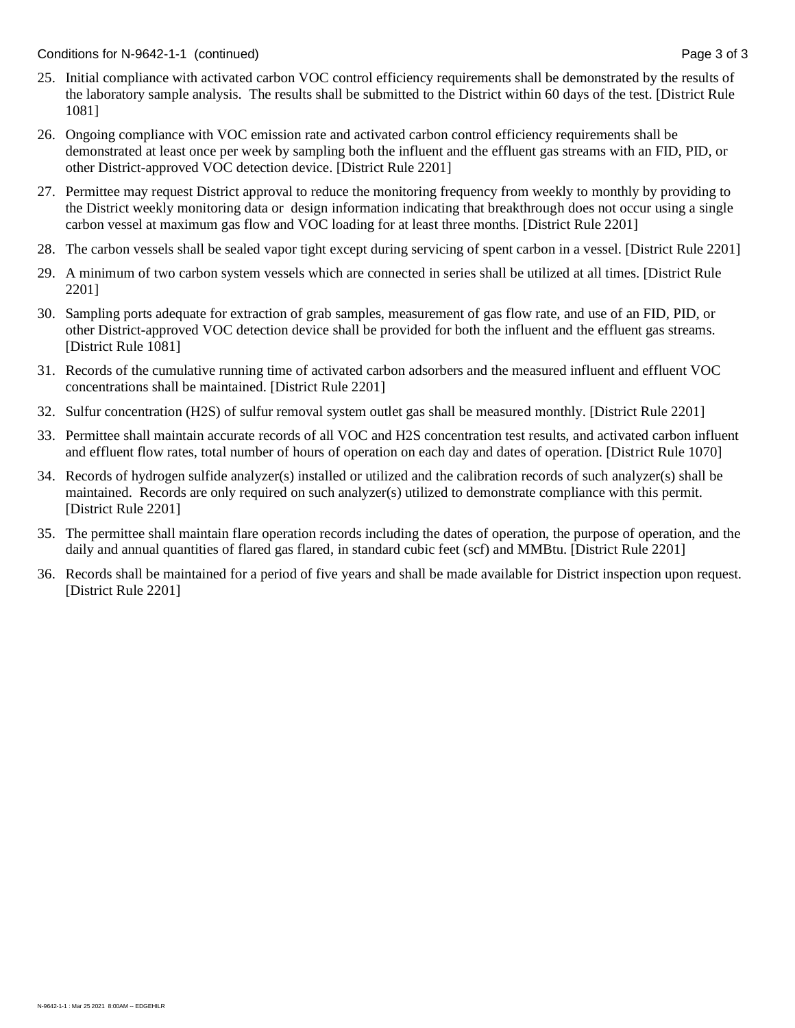25. Initial compliance with activated carbon VOC control efficiency requirements shall be demonstrated by the results of the laboratory sample analysis. The results shall be submitted to the District within 60 days of the test. [District Rule 1081]

26. Ongoing compliance with VOC emission rate and activated carbon control efficiency requirements shall be demonstrated at least once per week by sampling both the influent and the effluent gas streams with an FID, PID, or other District-approved VOC detection device. [District Rule 2201]

27. Permittee may request District approval to reduce the monitoring frequency from weekly to monthly by providing to the District weekly monitoring data or design information indicating that breakthrough does not occur using a single carbon vessel at maximum gas flow and VOC loading for at least three months. [District Rule 2201]

28. The carbon vessels shall be sealed vapor tight except during servicing of spent carbon in a vessel. [District Rule 2201]

29. A minimum of two carbon system vessels which are connected in series shall be utilized at all times. [District Rule 2201]

30. Sampling ports adequate for extraction of grab samples, measurement of gas flow rate, and use of an FID, PID, or other District-approved VOC detection device shall be provided for both the influent and the effluent gas streams. [District Rule 1081]

31. Records of the cumulative running time of activated carbon adsorbers and the measured influent and effluent VOC concentrations shall be maintained. [District Rule 2201]

32. Sulfur concentration ($H_2S$) of sulfur removal system outlet gas shall be measured monthly. [District Rule 2201]

33. Permittee shall maintain accurate records of all VOC and $H_2S$ concentration test results, and activated carbon influent and effluent flow rates, total number of hours of operation on each day and dates of operation. [District Rule 1070]

34. Records of hydrogen sulfide analyzer(s) installed or utilized and the calibration records of such analyzer(s) shall be maintained. Records are only required on such analyzer(s) utilized to demonstrate compliance with this permit. [District Rule 2201]

35. The permittee shall maintain flare operation records including the dates of operation, the purpose of operation, and the daily and annual quantities of flared gas flared, in standard cubic feet (scf) and MMBtu. [District Rule 2201]

36. Records shall be maintained for a period of five years and shall be made available for District inspection upon request. [District Rule 2201]